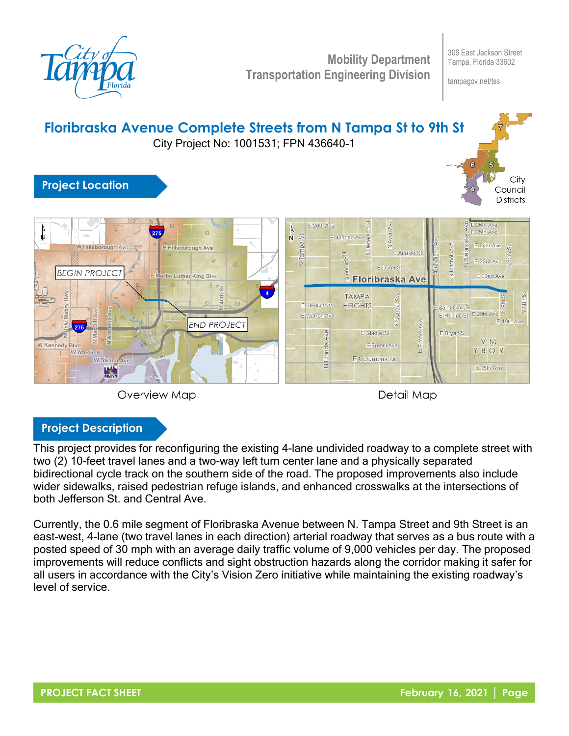Mobility Department
Transportation Engineering Division

306 East Jackson Street
Tampa, Florida 33602

tampagov.net/tss

# Floribraska Avenue Complete Streets from N Tampa St to 9th St

City Project No: 1001531; FPN 436640-1

## Project Location

Overview Map

Detail Map

## Project Description

This project provides for reconfiguring the existing 4-lane undivided roadway to a complete street with two (2) 10-feet travel lanes and a two-way left turn center lane and a physically separated bidirectional cycle track on the southern side of the road. The proposed improvements also include wider sidewalks, raised pedestrian refuge islands, and enhanced crosswalks at the intersections of both Jefferson St. and Central Ave.

Currently, the 0.6 mile segment of Floribraska Avenue between N. Tampa Street and 9th Street is an east-west, 4-lane (two travel lanes in each direction) arterial roadway that serves as a bus route with a posted speed of 30 mph with an average daily traffic volume of 9,000 vehicles per day. The proposed improvements will reduce conflicts and sight obstruction hazards along the corridor making it safer for all users in accordance with the City's Vision Zero initiative while maintaining the existing roadway's level of service.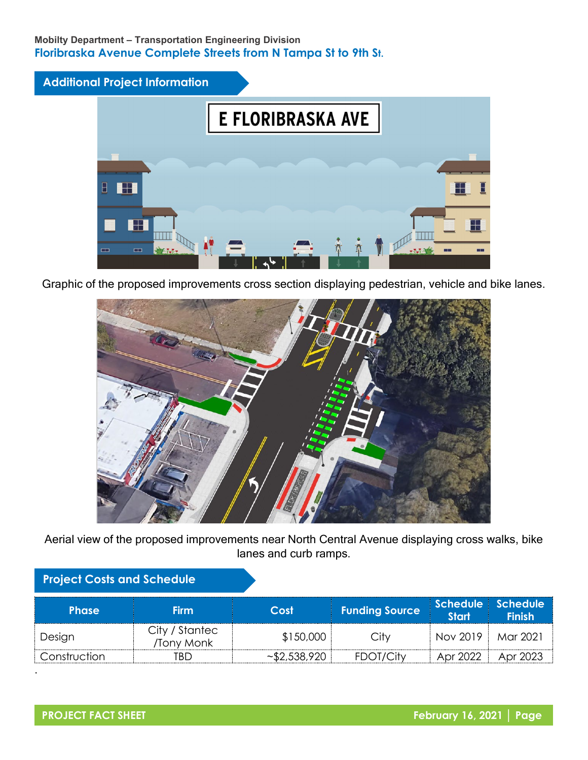Mobilty Department – Transportation Engineering Division

**Floribraska Avenue Complete Streets from N Tampa St to 9th St.**

## Additional Project Information

Graphic of the proposed improvements cross section displaying pedestrian, vehicle and bike lanes.

Aerial view of the proposed improvements near North Central Avenue displaying cross walks, bike lanes and curb ramps.

## Project Costs and Schedule

| Phase | Firm | Cost | Funding Source | Schedule Start | Schedule Finish |
|---|---|---|---|---|---|
| Design | City / Stantec /Tony Monk | $150,000 | City | Nov 2019 | Mar 2021 |
| Construction | TBD | ~$2,538,920 | FDOT/City | Apr 2022 | Apr 2023 |

PROJECT FACT SHEET — February 16, 2021